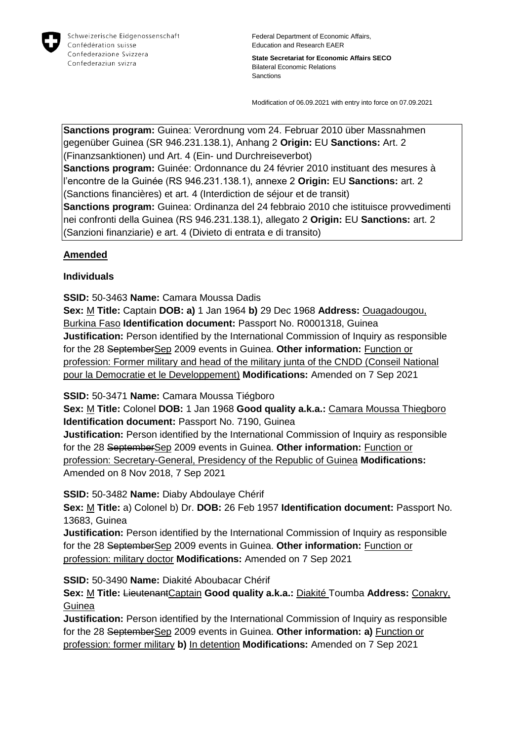Federal Department of Economic Affairs, Education and Research EAER

**State Secretariat for Economic Affairs SECO**
Bilateral Economic Relations
Sanctions

Modification of 06.09.2021 with entry into force on 07.09.2021

**Sanctions program:** Guinea: Verordnung vom 24. Februar 2010 über Massnahmen gegenüber Guinea (SR 946.231.138.1), Anhang 2 **Origin:** EU **Sanctions:** Art. 2 (Finanzsanktionen) und Art. 4 (Ein- und Durchreiseverbot)
**Sanctions program:** Guinée: Ordonnance du 24 février 2010 instituant des mesures à l'encontre de la Guinée (RS 946.231.138.1), annexe 2 **Origin:** EU **Sanctions:** art. 2 (Sanctions financières) et art. 4 (Interdiction de séjour et de transit)
**Sanctions program:** Guinea: Ordinanza del 24 febbraio 2010 che istituisce provvedimenti nei confronti della Guinea (RS 946.231.138.1), allegato 2 **Origin:** EU **Sanctions:** art. 2 (Sanzioni finanziarie) e art. 4 (Divieto di entrata e di transito)

## Amended

### Individuals

**SSID:** 50-3463 **Name:** Camara Moussa Dadis
**Sex:** M **Title:** Captain **DOB: a)** 1 Jan 1964 **b)** 29 Dec 1968 **Address:** Ouagadougou, Burkina Faso **Identification document:** Passport No. R0001318, Guinea
**Justification:** Person identified by the International Commission of Inquiry as responsible for the 28 ~~September~~Sep 2009 events in Guinea. **Other information:** Function or profession: Former military and head of the military junta of the CNDD (Conseil National pour la Democratie et le Developpement) **Modifications:** Amended on 7 Sep 2021

**SSID:** 50-3471 **Name:** Camara Moussa Tiégboro
**Sex:** M **Title:** Colonel **DOB:** 1 Jan 1968 **Good quality a.k.a.:** Camara Moussa Thiegboro **Identification document:** Passport No. 7190, Guinea
**Justification:** Person identified by the International Commission of Inquiry as responsible for the 28 ~~September~~Sep 2009 events in Guinea. **Other information:** Function or profession: Secretary-General, Presidency of the Republic of Guinea **Modifications:** Amended on 8 Nov 2018, 7 Sep 2021

**SSID:** 50-3482 **Name:** Diaby Abdoulaye Chérif
**Sex:** M **Title:** a) Colonel b) Dr. **DOB:** 26 Feb 1957 **Identification document:** Passport No. 13683, Guinea
**Justification:** Person identified by the International Commission of Inquiry as responsible for the 28 ~~September~~Sep 2009 events in Guinea. **Other information:** Function or profession: military doctor **Modifications:** Amended on 7 Sep 2021

**SSID:** 50-3490 **Name:** Diakité Aboubacar Chérif
**Sex:** M **Title:** ~~Lieutenant~~Captain **Good quality a.k.a.:** Diakité Toumba **Address:** Conakry, Guinea
**Justification:** Person identified by the International Commission of Inquiry as responsible for the 28 ~~September~~Sep 2009 events in Guinea. **Other information: a)** Function or profession: former military **b)** In detention **Modifications:** Amended on 7 Sep 2021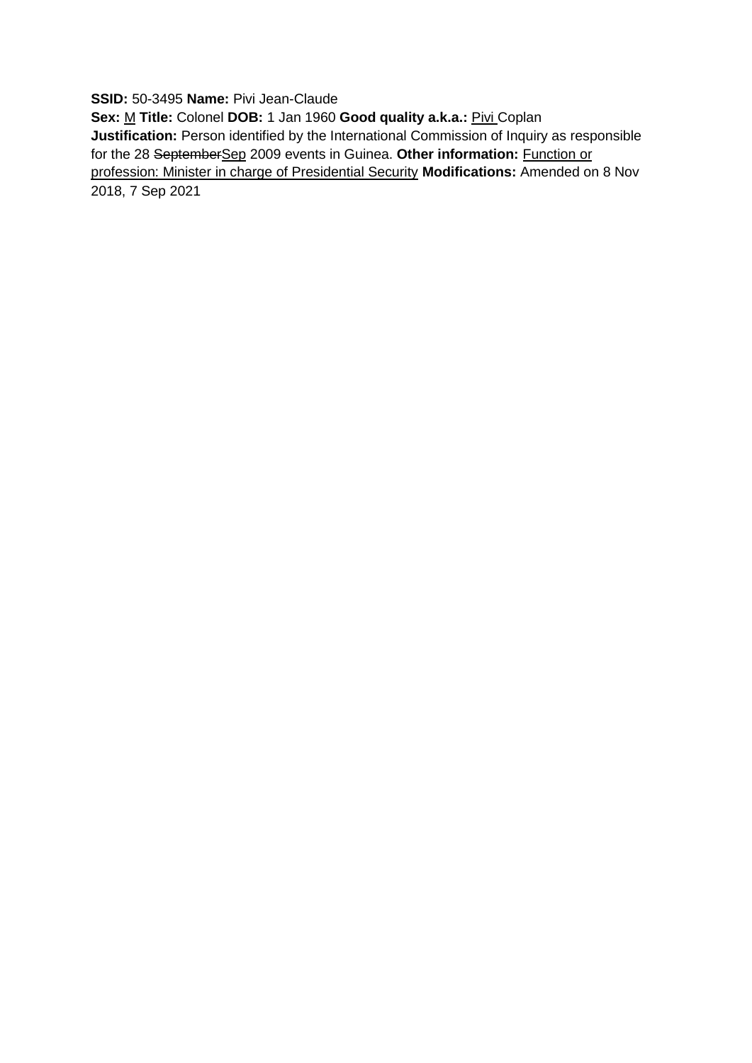**SSID:** 50-3495 **Name:** Pivi Jean-Claude
**Sex:** M **Title:** Colonel **DOB:** 1 Jan 1960 **Good quality a.k.a.:** Pivi Coplan
**Justification:** Person identified by the International Commission of Inquiry as responsible for the 28 ~~September~~Sep 2009 events in Guinea. **Other information:** Function or profession: Minister in charge of Presidential Security **Modifications:** Amended on 8 Nov 2018, 7 Sep 2021